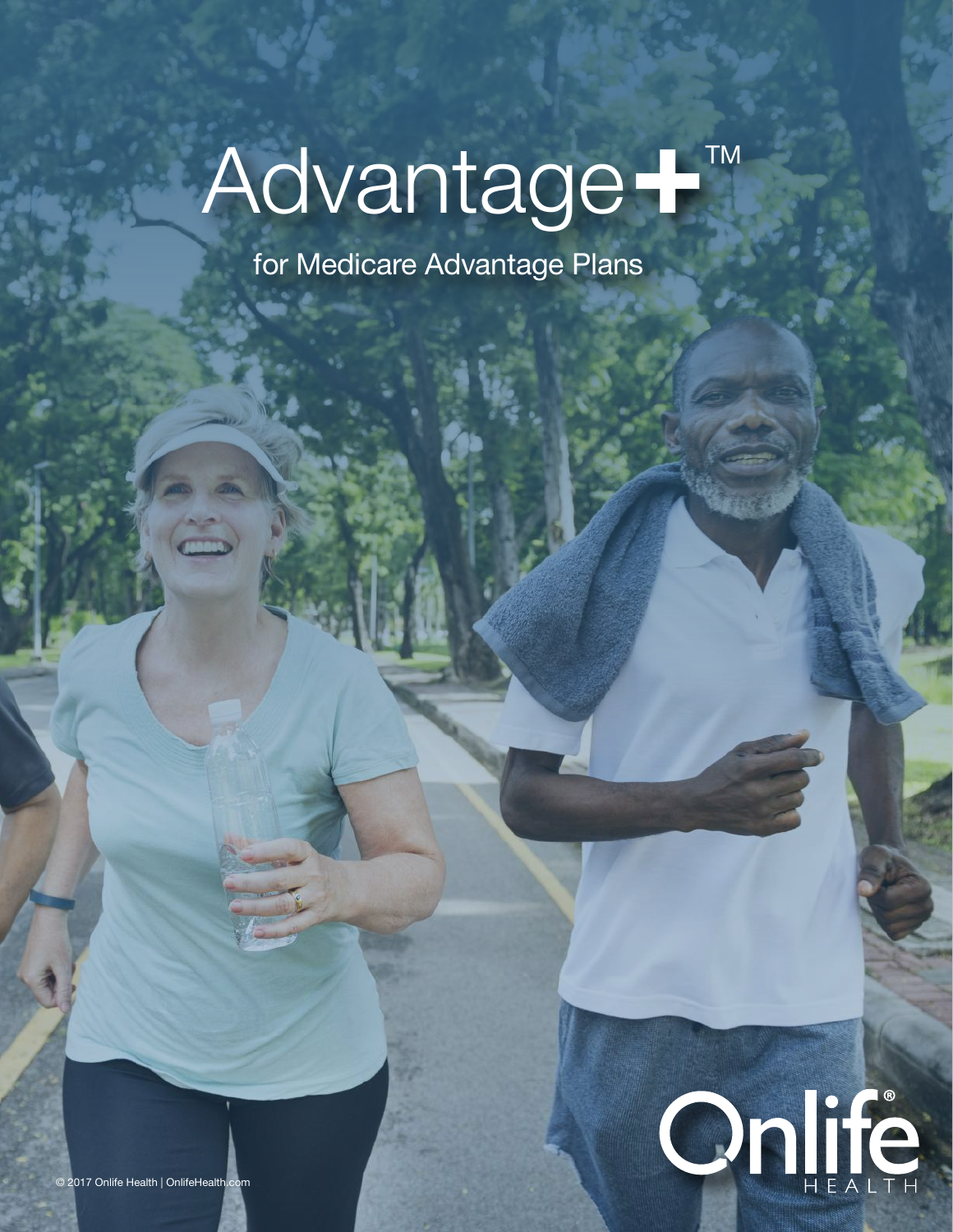# Advantage+™

for Medicare Advantage Plans

© 2017 Onlife Health | OnlifeHealth.com

Onlife® HEALTH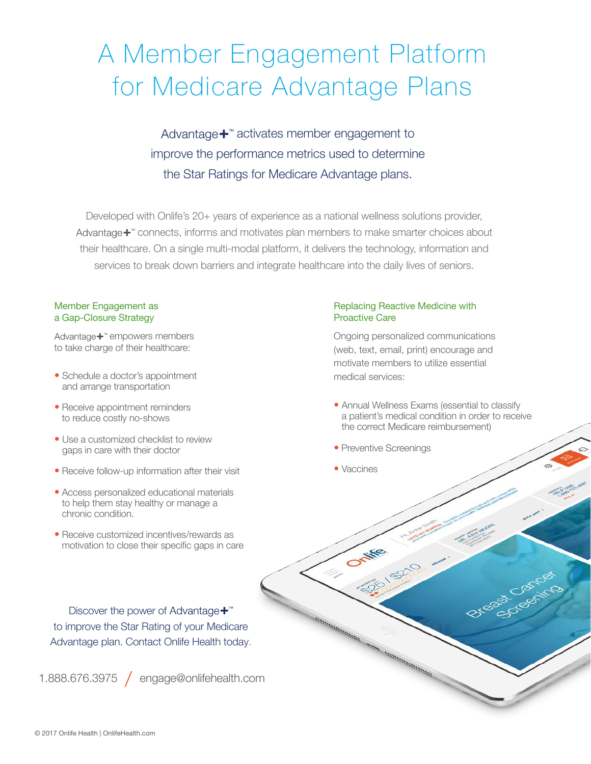# A Member Engagement Platform for Medicare Advantage Plans

Advantage+™ activates member engagement to improve the performance metrics used to determine the Star Ratings for Medicare Advantage plans.

Developed with Onlife's 20+ years of experience as a national wellness solutions provider, Advantage+™ connects, informs and motivates plan members to make smarter choices about their healthcare. On a single multi-modal platform, it delivers the technology, information and services to break down barriers and integrate healthcare into the daily lives of seniors.

## Member Engagement as a Gap-Closure Strategy

Advantage+™ empowers members to take charge of their healthcare:

- Schedule a doctor's appointment and arrange transportation
- Receive appointment reminders to reduce costly no-shows
- Use a customized checklist to review gaps in care with their doctor
- Receive follow-up information after their visit
- Access personalized educational materials to help them stay healthy or manage a chronic condition.
- Receive customized incentives/rewards as motivation to close their specific gaps in care

## Replacing Reactive Medicine with Proactive Care

Ongoing personalized communications (web, text, email, print) encourage and motivate members to utilize essential medical services:

- Annual Wellness Exams (essential to classify a patient's medical condition in order to receive the correct Medicare reimbursement)
- Preventive Screenings
- Vaccines

Discover the power of Advantage+™ to improve the Star Rating of your Medicare Advantage plan. Contact Onlife Health today.

1.888.676.3975 / engage@onlifehealth.com

© 2017 Onlife Health | OnlifeHealth.com